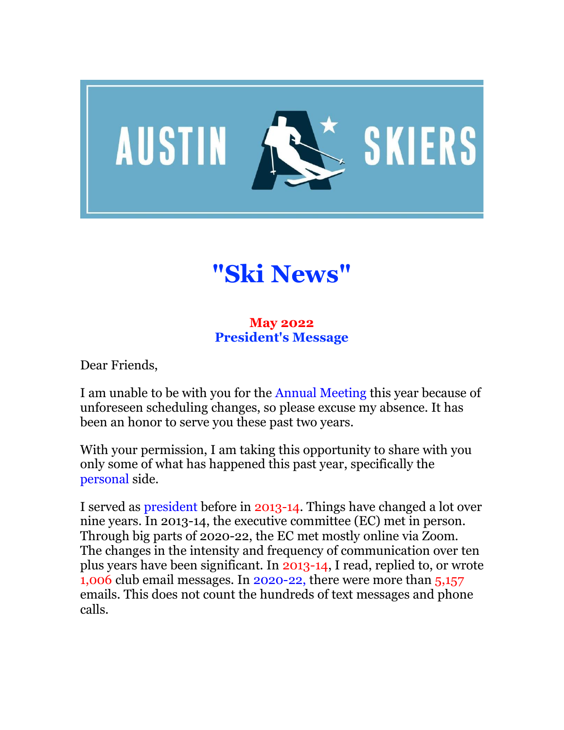# "Ski News"

**May 2022**
**President's Message**

Dear Friends,

I am unable to be with you for the Annual Meeting this year because of unforeseen scheduling changes, so please excuse my absence. It has been an honor to serve you these past two years.

With your permission, I am taking this opportunity to share with you only some of what has happened this past year, specifically the personal side.

I served as president before in 2013-14. Things have changed a lot over nine years. In 2013-14, the executive committee (EC) met in person. Through big parts of 2020-22, the EC met mostly online via Zoom. The changes in the intensity and frequency of communication over ten plus years have been significant. In 2013-14, I read, replied to, or wrote 1,006 club email messages. In 2020-22, there were more than 5,157 emails. This does not count the hundreds of text messages and phone calls.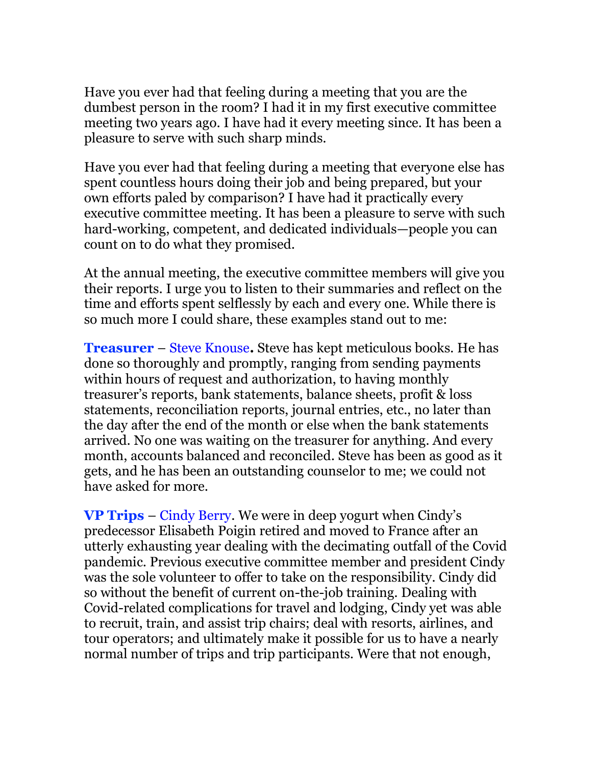Have you ever had that feeling during a meeting that you are the dumbest person in the room? I had it in my first executive committee meeting two years ago. I have had it every meeting since. It has been a pleasure to serve with such sharp minds.

Have you ever had that feeling during a meeting that everyone else has spent countless hours doing their job and being prepared, but your own efforts paled by comparison? I have had it practically every executive committee meeting. It has been a pleasure to serve with such hard-working, competent, and dedicated individuals—people you can count on to do what they promised.

At the annual meeting, the executive committee members will give you their reports. I urge you to listen to their summaries and reflect on the time and efforts spent selflessly by each and every one. While there is so much more I could share, these examples stand out to me:

**Treasurer** – Steve Knouse**.** Steve has kept meticulous books. He has done so thoroughly and promptly, ranging from sending payments within hours of request and authorization, to having monthly treasurer's reports, bank statements, balance sheets, profit & loss statements, reconciliation reports, journal entries, etc., no later than the day after the end of the month or else when the bank statements arrived. No one was waiting on the treasurer for anything. And every month, accounts balanced and reconciled. Steve has been as good as it gets, and he has been an outstanding counselor to me; we could not have asked for more.

**VP Trips** – Cindy Berry. We were in deep yogurt when Cindy's predecessor Elisabeth Poigin retired and moved to France after an utterly exhausting year dealing with the decimating outfall of the Covid pandemic. Previous executive committee member and president Cindy was the sole volunteer to offer to take on the responsibility. Cindy did so without the benefit of current on-the-job training. Dealing with Covid-related complications for travel and lodging, Cindy yet was able to recruit, train, and assist trip chairs; deal with resorts, airlines, and tour operators; and ultimately make it possible for us to have a nearly normal number of trips and trip participants. Were that not enough,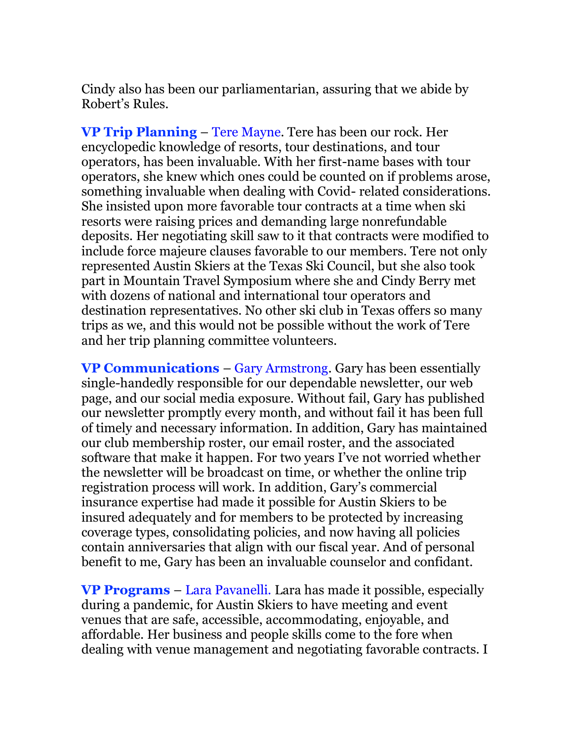Cindy also has been our parliamentarian, assuring that we abide by Robert's Rules.

**VP Trip Planning** – Tere Mayne. Tere has been our rock. Her encyclopedic knowledge of resorts, tour destinations, and tour operators, has been invaluable. With her first-name bases with tour operators, she knew which ones could be counted on if problems arose, something invaluable when dealing with Covid- related considerations. She insisted upon more favorable tour contracts at a time when ski resorts were raising prices and demanding large nonrefundable deposits. Her negotiating skill saw to it that contracts were modified to include force majeure clauses favorable to our members. Tere not only represented Austin Skiers at the Texas Ski Council, but she also took part in Mountain Travel Symposium where she and Cindy Berry met with dozens of national and international tour operators and destination representatives. No other ski club in Texas offers so many trips as we, and this would not be possible without the work of Tere and her trip planning committee volunteers.

**VP Communications** – Gary Armstrong. Gary has been essentially single-handedly responsible for our dependable newsletter, our web page, and our social media exposure. Without fail, Gary has published our newsletter promptly every month, and without fail it has been full of timely and necessary information. In addition, Gary has maintained our club membership roster, our email roster, and the associated software that make it happen. For two years I've not worried whether the newsletter will be broadcast on time, or whether the online trip registration process will work. In addition, Gary's commercial insurance expertise had made it possible for Austin Skiers to be insured adequately and for members to be protected by increasing coverage types, consolidating policies, and now having all policies contain anniversaries that align with our fiscal year. And of personal benefit to me, Gary has been an invaluable counselor and confidant.

**VP Programs** – Lara Pavanelli. Lara has made it possible, especially during a pandemic, for Austin Skiers to have meeting and event venues that are safe, accessible, accommodating, enjoyable, and affordable. Her business and people skills come to the fore when dealing with venue management and negotiating favorable contracts. I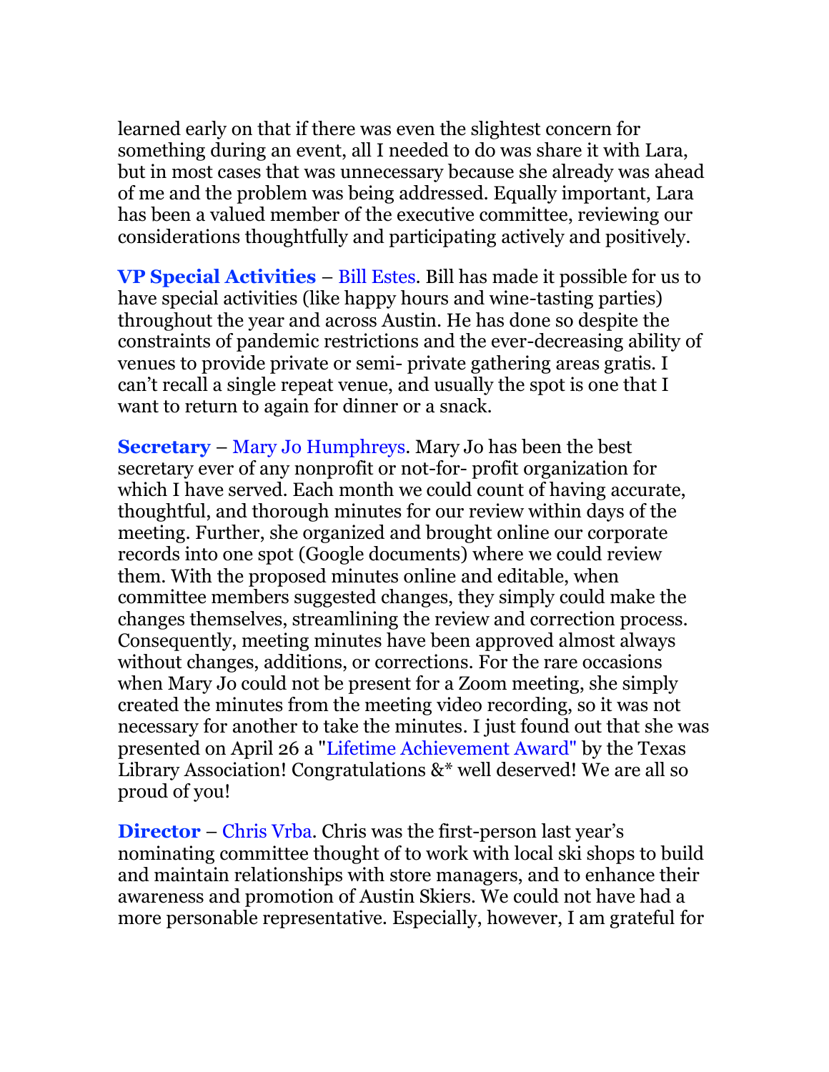learned early on that if there was even the slightest concern for something during an event, all I needed to do was share it with Lara, but in most cases that was unnecessary because she already was ahead of me and the problem was being addressed. Equally important, Lara has been a valued member of the executive committee, reviewing our considerations thoughtfully and participating actively and positively.

**VP Special Activities** – Bill Estes. Bill has made it possible for us to have special activities (like happy hours and wine-tasting parties) throughout the year and across Austin. He has done so despite the constraints of pandemic restrictions and the ever-decreasing ability of venues to provide private or semi- private gathering areas gratis. I can't recall a single repeat venue, and usually the spot is one that I want to return to again for dinner or a snack.

**Secretary** – Mary Jo Humphreys. Mary Jo has been the best secretary ever of any nonprofit or not-for- profit organization for which I have served. Each month we could count of having accurate, thoughtful, and thorough minutes for our review within days of the meeting. Further, she organized and brought online our corporate records into one spot (Google documents) where we could review them. With the proposed minutes online and editable, when committee members suggested changes, they simply could make the changes themselves, streamlining the review and correction process. Consequently, meeting minutes have been approved almost always without changes, additions, or corrections. For the rare occasions when Mary Jo could not be present for a Zoom meeting, she simply created the minutes from the meeting video recording, so it was not necessary for another to take the minutes. I just found out that she was presented on April 26 a "Lifetime Achievement Award" by the Texas Library Association! Congratulations &* well deserved! We are all so proud of you!

**Director** – Chris Vrba. Chris was the first-person last year's nominating committee thought of to work with local ski shops to build and maintain relationships with store managers, and to enhance their awareness and promotion of Austin Skiers. We could not have had a more personable representative. Especially, however, I am grateful for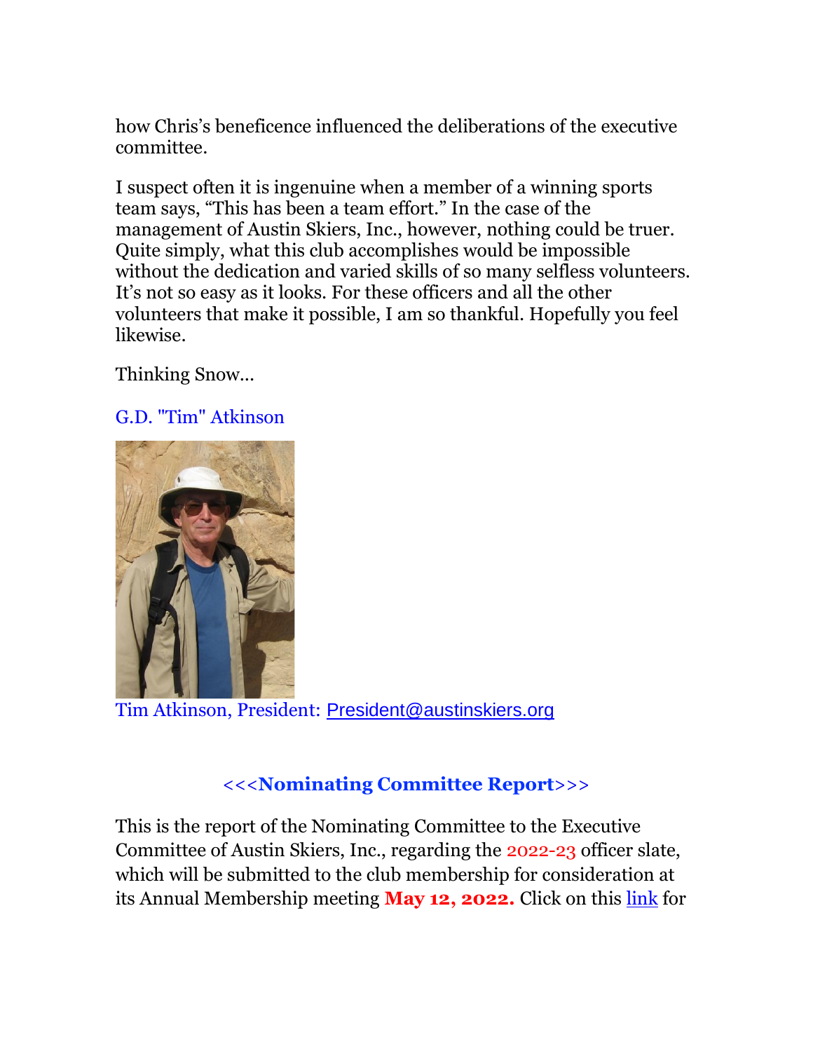how Chris's beneficence influenced the deliberations of the executive committee.

I suspect often it is ingenuine when a member of a winning sports team says, "This has been a team effort." In the case of the management of Austin Skiers, Inc., however, nothing could be truer. Quite simply, what this club accomplishes would be impossible without the dedication and varied skills of so many selfless volunteers. It's not so easy as it looks. For these officers and all the other volunteers that make it possible, I am so thankful. Hopefully you feel likewise.

Thinking Snow...

G.D. "Tim" Atkinson

Tim Atkinson, President: President@austinskiers.org

## <<<Nominating Committee Report>>>

This is the report of the Nominating Committee to the Executive Committee of Austin Skiers, Inc., regarding the 2022-23 officer slate, which will be submitted to the club membership for consideration at its Annual Membership meeting **May 12, 2022.** Click on this link for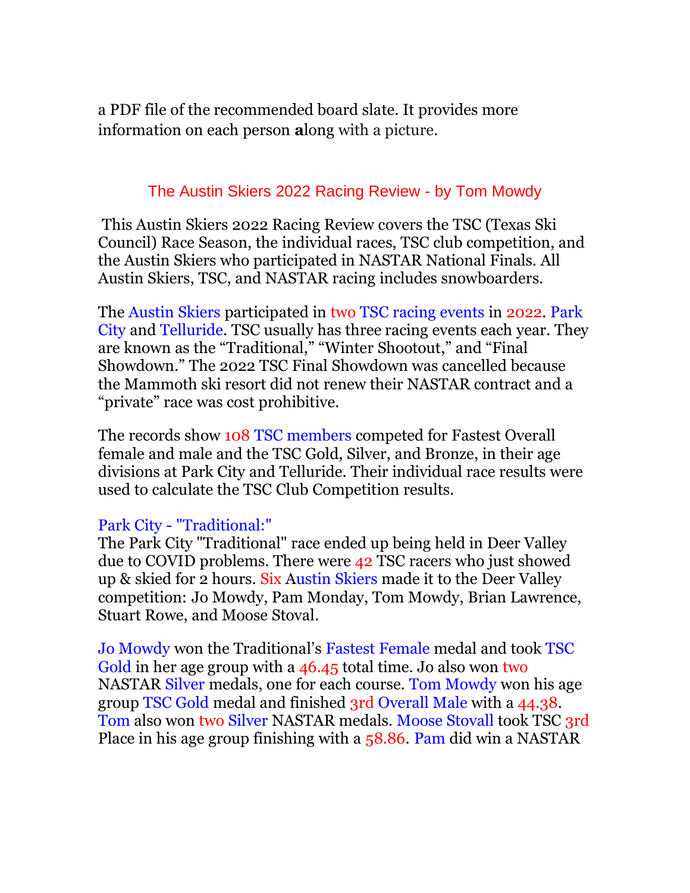a PDF file of the recommended board slate. It provides more information on each person **a**long with a picture.

## The Austin Skiers 2022 Racing Review - by Tom Mowdy

This Austin Skiers 2022 Racing Review covers the TSC (Texas Ski Council) Race Season, the individual races, TSC club competition, and the Austin Skiers who participated in NASTAR National Finals. All Austin Skiers, TSC, and NASTAR racing includes snowboarders.

The Austin Skiers participated in two TSC racing events in 2022. Park City and Telluride. TSC usually has three racing events each year. They are known as the "Traditional," "Winter Shootout," and "Final Showdown." The 2022 TSC Final Showdown was cancelled because the Mammoth ski resort did not renew their NASTAR contract and a "private" race was cost prohibitive.

The records show 108 TSC members competed for Fastest Overall female and male and the TSC Gold, Silver, and Bronze, in their age divisions at Park City and Telluride. Their individual race results were used to calculate the TSC Club Competition results.

### Park City - "Traditional:"

The Park City "Traditional" race ended up being held in Deer Valley due to COVID problems. There were 42 TSC racers who just showed up & skied for 2 hours. Six Austin Skiers made it to the Deer Valley competition: Jo Mowdy, Pam Monday, Tom Mowdy, Brian Lawrence, Stuart Rowe, and Moose Stoval.

Jo Mowdy won the Traditional's Fastest Female medal and took TSC Gold in her age group with a 46.45 total time. Jo also won two NASTAR Silver medals, one for each course. Tom Mowdy won his age group TSC Gold medal and finished 3rd Overall Male with a 44.38. Tom also won two Silver NASTAR medals. Moose Stovall took TSC 3rd Place in his age group finishing with a 58.86. Pam did win a NASTAR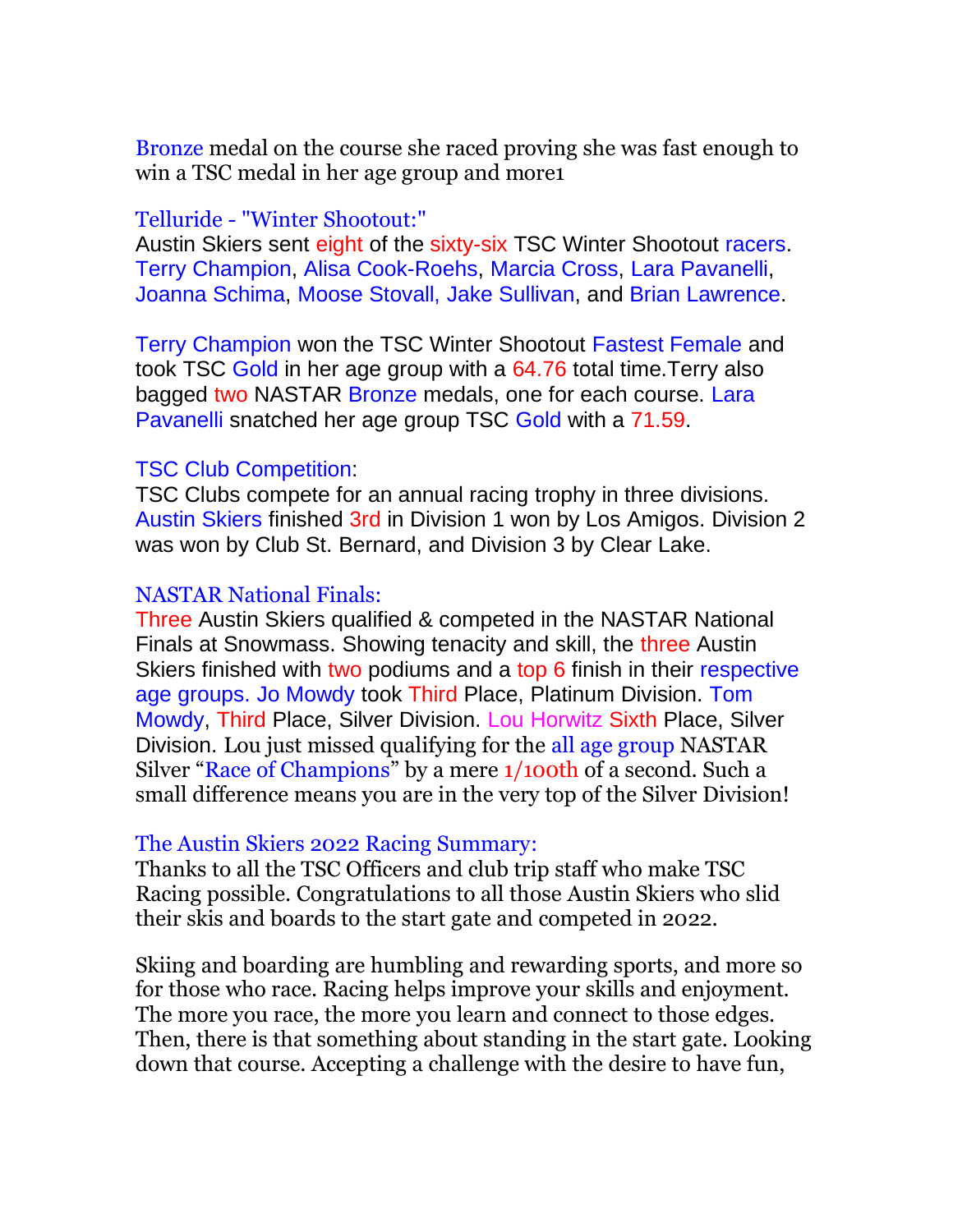Bronze medal on the course she raced proving she was fast enough to win a TSC medal in her age group and more1

### Telluride - "Winter Shootout:"

Austin Skiers sent eight of the sixty-six TSC Winter Shootout racers. Terry Champion, Alisa Cook-Roehs, Marcia Cross, Lara Pavanelli, Joanna Schima, Moose Stovall, Jake Sullivan, and Brian Lawrence.

Terry Champion won the TSC Winter Shootout Fastest Female and took TSC Gold in her age group with a 64.76 total time.Terry also bagged two NASTAR Bronze medals, one for each course. Lara Pavanelli snatched her age group TSC Gold with a 71.59.

### TSC Club Competition:

TSC Clubs compete for an annual racing trophy in three divisions. Austin Skiers finished 3rd in Division 1 won by Los Amigos. Division 2 was won by Club St. Bernard, and Division 3 by Clear Lake.

### NASTAR National Finals:

Three Austin Skiers qualified & competed in the NASTAR National Finals at Snowmass. Showing tenacity and skill, the three Austin Skiers finished with two podiums and a top 6 finish in their respective age groups. Jo Mowdy took Third Place, Platinum Division. Tom Mowdy, Third Place, Silver Division. Lou Horwitz Sixth Place, Silver Division. Lou just missed qualifying for the all age group NASTAR Silver "Race of Champions" by a mere 1/100th of a second. Such a small difference means you are in the very top of the Silver Division!

### The Austin Skiers 2022 Racing Summary:

Thanks to all the TSC Officers and club trip staff who make TSC Racing possible. Congratulations to all those Austin Skiers who slid their skis and boards to the start gate and competed in 2022.

Skiing and boarding are humbling and rewarding sports, and more so for those who race. Racing helps improve your skills and enjoyment. The more you race, the more you learn and connect to those edges. Then, there is that something about standing in the start gate. Looking down that course. Accepting a challenge with the desire to have fun,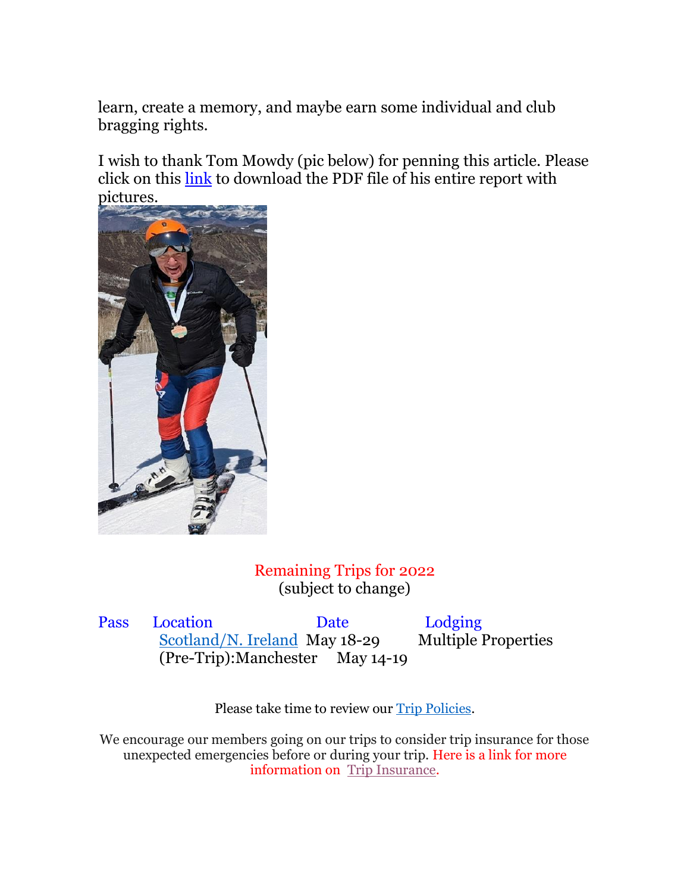learn, create a memory, and maybe earn some individual and club bragging rights.

I wish to thank Tom Mowdy (pic below) for penning this article. Please click on this link to download the PDF file of his entire report with pictures.

Remaining Trips for 2022
(subject to change)

| Pass | Location | Date | Lodging |
| --- | --- | --- | --- |
| | Scotland/N. Ireland | May 18-29 | Multiple Properties |
| | (Pre-Trip):Manchester | May 14-19 | |

Please take time to review our Trip Policies.

We encourage our members going on our trips to consider trip insurance for those unexpected emergencies before or during your trip. Here is a link for more information on Trip Insurance.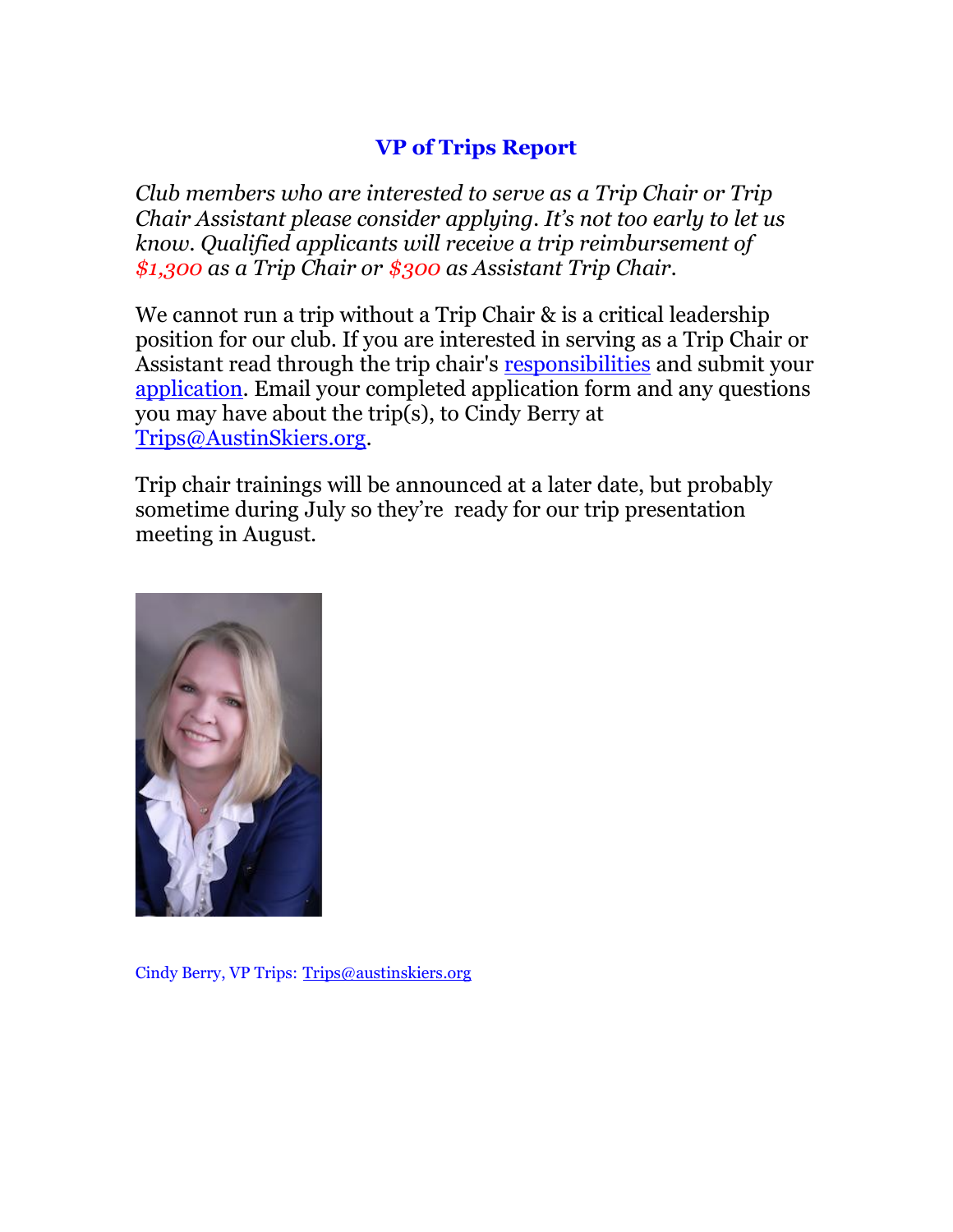## VP of Trips Report

*Club members who are interested to serve as a Trip Chair or Trip Chair Assistant please consider applying. It's not too early to let us know. Qualified applicants will receive a trip reimbursement of $1,300 as a Trip Chair or $300 as Assistant Trip Chair.*

We cannot run a trip without a Trip Chair & is a critical leadership position for our club. If you are interested in serving as a Trip Chair or Assistant read through the trip chair's responsibilities and submit your application. Email your completed application form and any questions you may have about the trip(s), to Cindy Berry at Trips@AustinSkiers.org.

Trip chair trainings will be announced at a later date, but probably sometime during July so they're ready for our trip presentation meeting in August.

Cindy Berry, VP Trips: Trips@austinskiers.org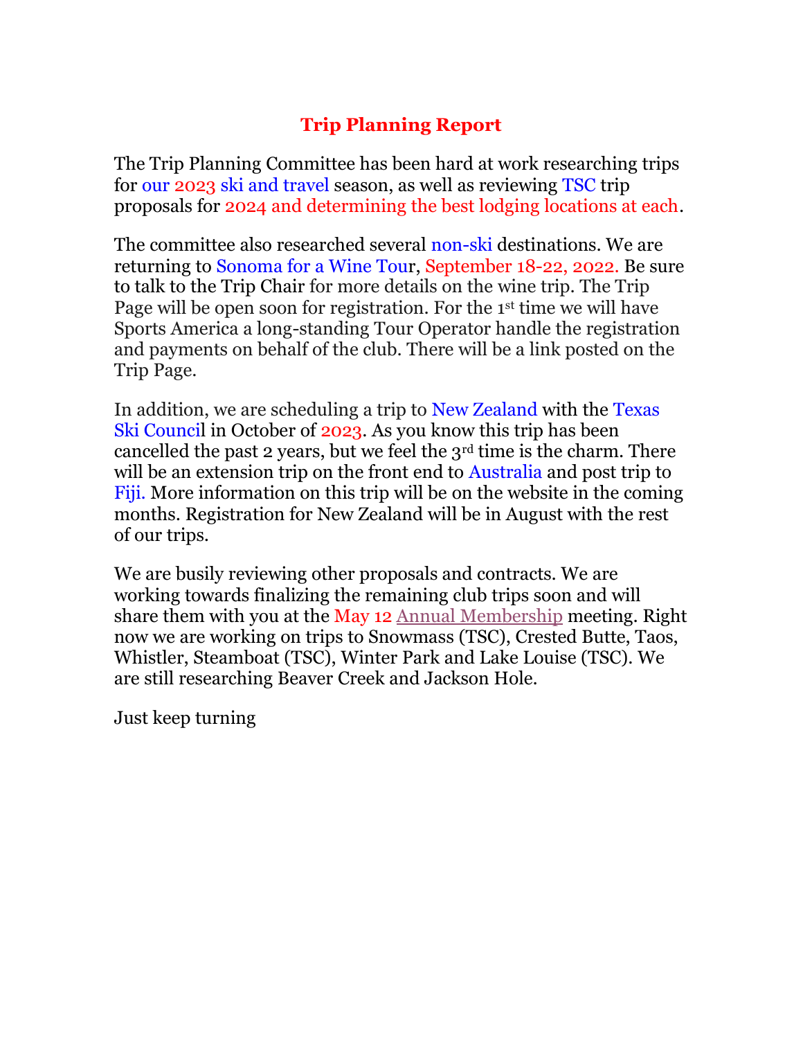# Trip Planning Report

The Trip Planning Committee has been hard at work researching trips for our 2023 ski and travel season, as well as reviewing TSC trip proposals for 2024 and determining the best lodging locations at each.

The committee also researched several non-ski destinations. We are returning to Sonoma for a Wine Tour, September 18-22, 2022. Be sure to talk to the Trip Chair for more details on the wine trip. The Trip Page will be open soon for registration. For the 1st time we will have Sports America a long-standing Tour Operator handle the registration and payments on behalf of the club. There will be a link posted on the Trip Page.

In addition, we are scheduling a trip to New Zealand with the Texas Ski Council in October of 2023. As you know this trip has been cancelled the past 2 years, but we feel the 3rd time is the charm. There will be an extension trip on the front end to Australia and post trip to Fiji. More information on this trip will be on the website in the coming months. Registration for New Zealand will be in August with the rest of our trips.

We are busily reviewing other proposals and contracts. We are working towards finalizing the remaining club trips soon and will share them with you at the May 12 Annual Membership meeting. Right now we are working on trips to Snowmass (TSC), Crested Butte, Taos, Whistler, Steamboat (TSC), Winter Park and Lake Louise (TSC). We are still researching Beaver Creek and Jackson Hole.

Just keep turning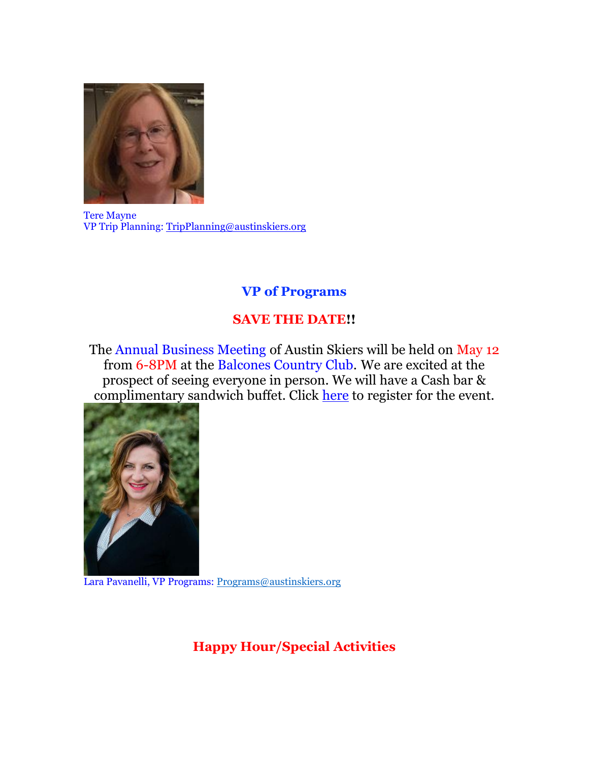Tere Mayne
VP Trip Planning: TripPlanning@austinskiers.org

## VP of Programs

**SAVE THE DATE!!**

The Annual Business Meeting of Austin Skiers will be held on May 12 from 6-8PM at the Balcones Country Club. We are excited at the prospect of seeing everyone in person. We will have a Cash bar & complimentary sandwich buffet. Click here to register for the event.

Lara Pavanelli, VP Programs: Programs@austinskiers.org

## Happy Hour/Special Activities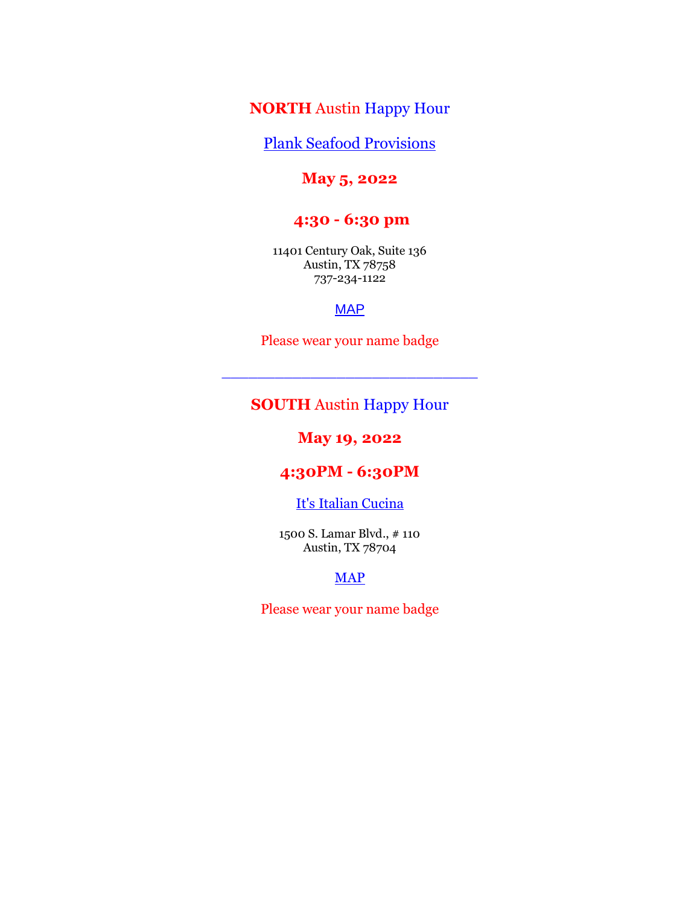## **NORTH** Austin Happy Hour

Plank Seafood Provisions

**May 5, 2022**

**4:30 - 6:30 pm**

11401 Century Oak, Suite 136
Austin, TX 78758
737-234-1122

MAP

Please wear your name badge

---

## **SOUTH** Austin Happy Hour

**May 19, 2022**

**4:30PM - 6:30PM**

It's Italian Cucina

1500 S. Lamar Blvd., # 110
Austin, TX 78704

MAP

Please wear your name badge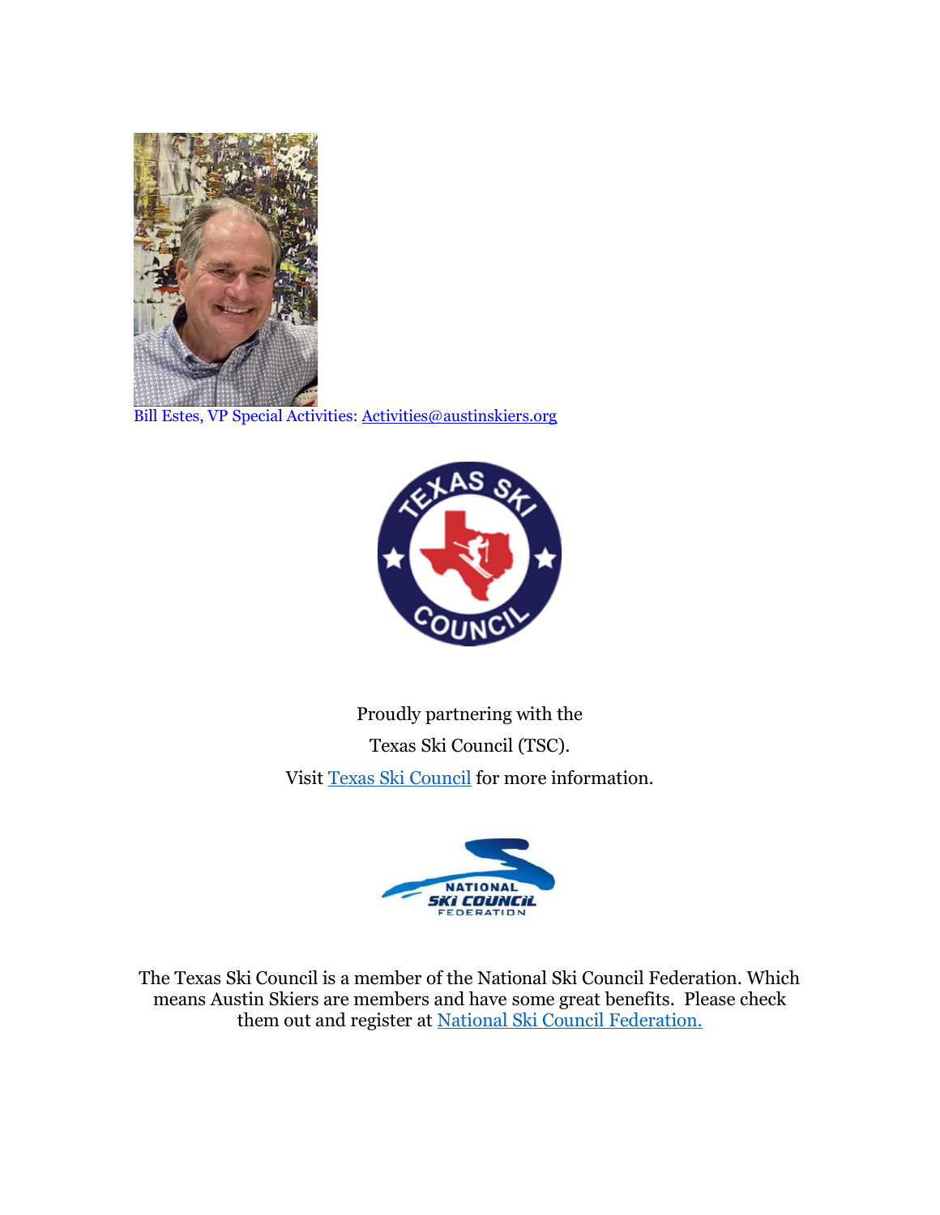Bill Estes, VP Special Activities: Activities@austinskiers.org

Proudly partnering with the

Texas Ski Council (TSC).

Visit Texas Ski Council for more information.

The Texas Ski Council is a member of the National Ski Council Federation. Which means Austin Skiers are members and have some great benefits. Please check them out and register at National Ski Council Federation.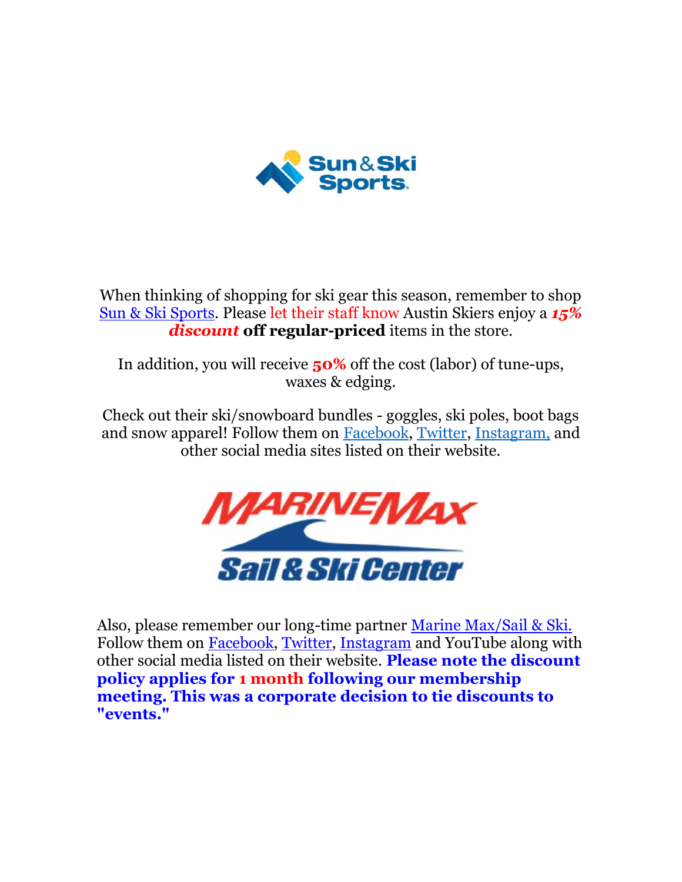When thinking of shopping for ski gear this season, remember to shop Sun & Ski Sports. Please let their staff know Austin Skiers enjoy a ***15% discount*** **off regular-priced** items in the store.

In addition, you will receive **50%** off the cost (labor) of tune-ups, waxes & edging.

Check out their ski/snowboard bundles - goggles, ski poles, boot bags and snow apparel! Follow them on Facebook, Twitter, Instagram, and other social media sites listed on their website.

Also, please remember our long-time partner Marine Max/Sail & Ski. Follow them on Facebook, Twitter, Instagram and YouTube along with other social media listed on their website. **Please note the discount policy applies for 1 month following our membership meeting. This was a corporate decision to tie discounts to "events."**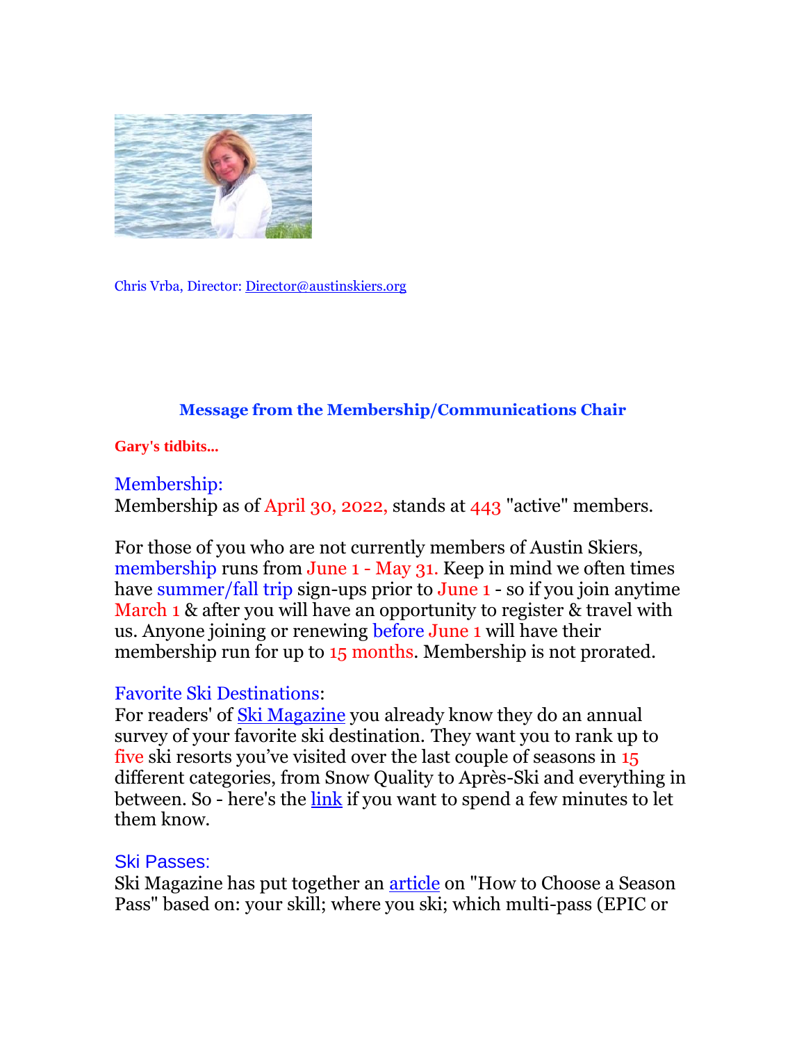Chris Vrba, Director: Director@austinskiers.org

## Message from the Membership/Communications Chair

**Gary's tidbits...**

### Membership:

Membership as of April 30, 2022, stands at 443 "active" members.

For those of you who are not currently members of Austin Skiers, membership runs from June 1 - May 31. Keep in mind we often times have summer/fall trip sign-ups prior to June 1 - so if you join anytime March 1 & after you will have an opportunity to register & travel with us. Anyone joining or renewing before June 1 will have their membership run for up to 15 months. Membership is not prorated.

### Favorite Ski Destinations:

For readers' of Ski Magazine you already know they do an annual survey of your favorite ski destination. They want you to rank up to five ski resorts you've visited over the last couple of seasons in 15 different categories, from Snow Quality to Après-Ski and everything in between. So - here's the link if you want to spend a few minutes to let them know.

### Ski Passes:

Ski Magazine has put together an article on "How to Choose a Season Pass" based on: your skill; where you ski; which multi-pass (EPIC or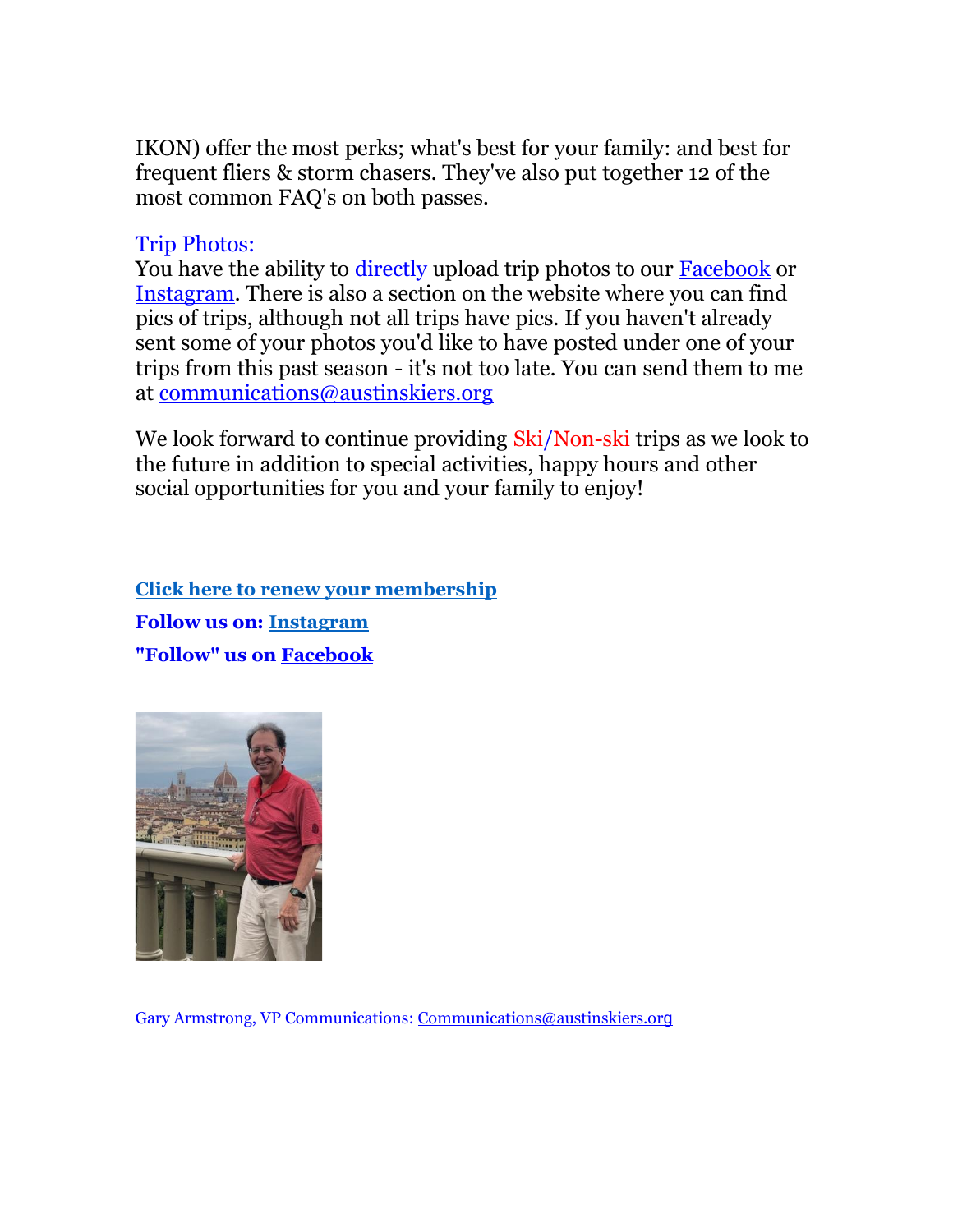IKON) offer the most perks; what's best for your family: and best for frequent fliers & storm chasers. They've also put together 12 of the most common FAQ's on both passes.

Trip Photos:

You have the ability to directly upload trip photos to our Facebook or Instagram. There is also a section on the website where you can find pics of trips, although not all trips have pics. If you haven't already sent some of your photos you'd like to have posted under one of your trips from this past season - it's not too late. You can send them to me at communications@austinskiers.org

We look forward to continue providing Ski/Non-ski trips as we look to the future in addition to special activities, happy hours and other social opportunities for you and your family to enjoy!

**Click here to renew your membership**

**Follow us on: Instagram**

**"Follow" us on Facebook**

Gary Armstrong, VP Communications: Communications@austinskiers.org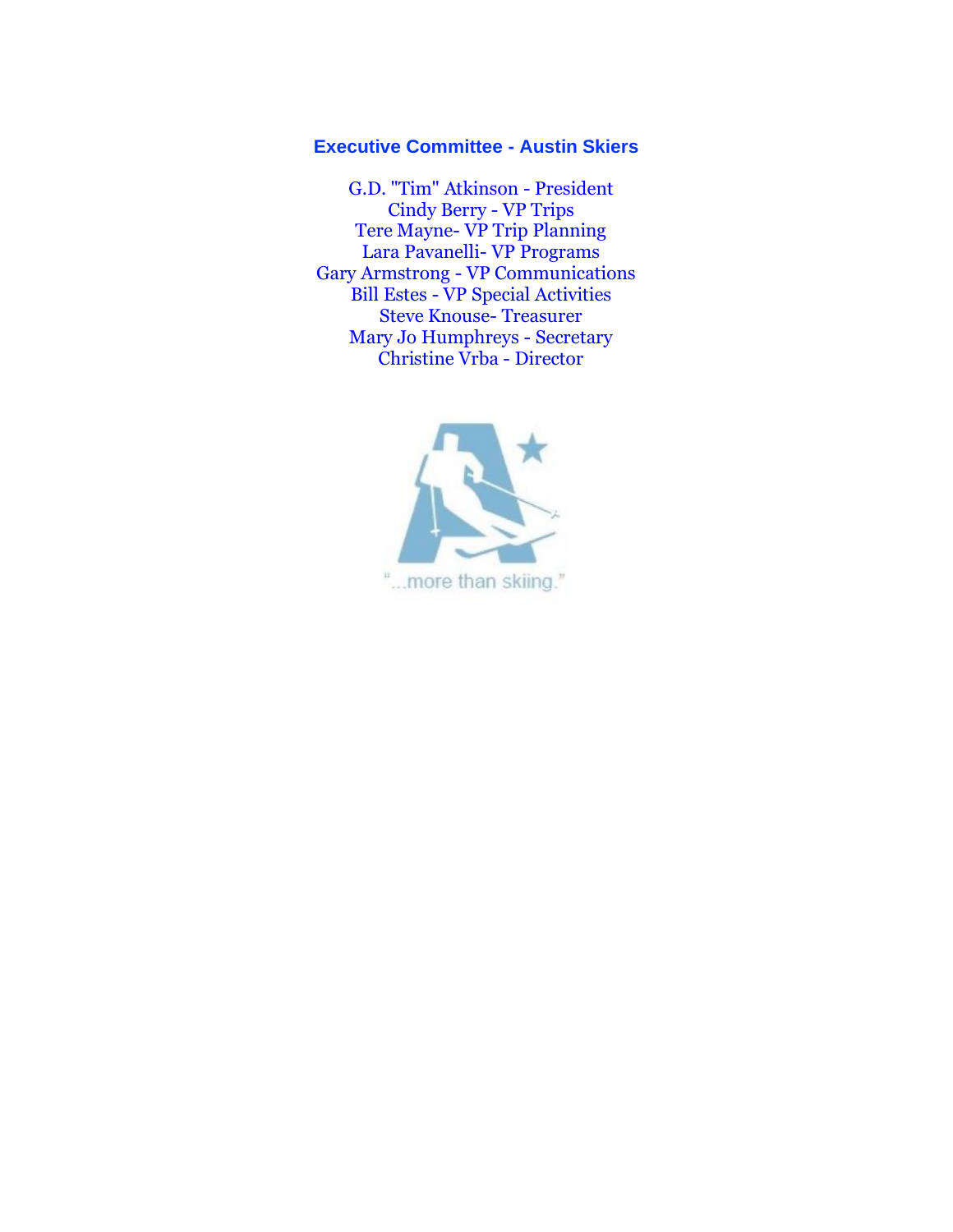## Executive Committee - Austin Skiers

G.D. "Tim" Atkinson - President
Cindy Berry - VP Trips
Tere Mayne- VP Trip Planning
Lara Pavanelli- VP Programs
Gary Armstrong - VP Communications
Bill Estes - VP Special Activities
Steve Knouse- Treasurer
Mary Jo Humphreys - Secretary
Christine Vrba - Director

"...more than skiing."